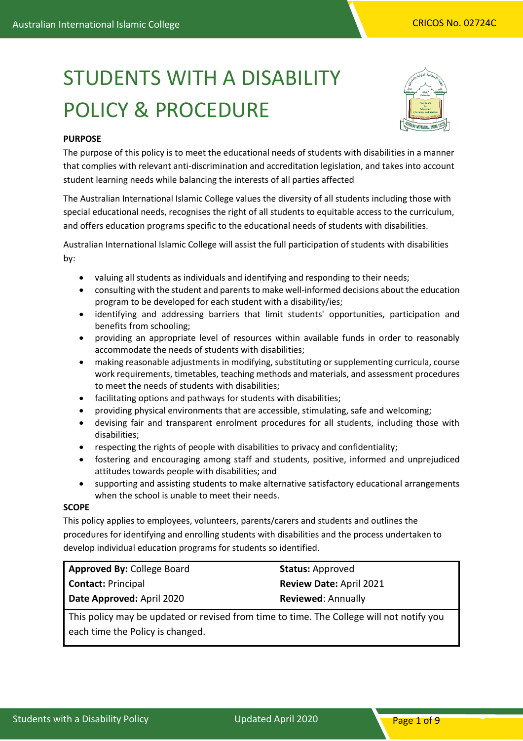# STUDENTS WITH A DISABILITY POLICY & PROCEDURE

**PURPOSE**

The purpose of this policy is to meet the educational needs of students with disabilities in a manner that complies with relevant anti-discrimination and accreditation legislation, and takes into account student learning needs while balancing the interests of all parties affected

The Australian International Islamic College values the diversity of all students including those with special educational needs, recognises the right of all students to equitable access to the curriculum, and offers education programs specific to the educational needs of students with disabilities.

Australian International Islamic College will assist the full participation of students with disabilities by:

- valuing all students as individuals and identifying and responding to their needs;
- consulting with the student and parents to make well-informed decisions about the education program to be developed for each student with a disability/ies;
- identifying and addressing barriers that limit students' opportunities, participation and benefits from schooling;
- providing an appropriate level of resources within available funds in order to reasonably accommodate the needs of students with disabilities;
- making reasonable adjustments in modifying, substituting or supplementing curricula, course work requirements, timetables, teaching methods and materials, and assessment procedures to meet the needs of students with disabilities;
- facilitating options and pathways for students with disabilities;
- providing physical environments that are accessible, stimulating, safe and welcoming;
- devising fair and transparent enrolment procedures for all students, including those with disabilities;
- respecting the rights of people with disabilities to privacy and confidentiality;
- fostering and encouraging among staff and students, positive, informed and unprejudiced attitudes towards people with disabilities; and
- supporting and assisting students to make alternative satisfactory educational arrangements when the school is unable to meet their needs.

**SCOPE**

This policy applies to employees, volunteers, parents/carers and students and outlines the procedures for identifying and enrolling students with disabilities and the process undertaken to develop individual education programs for students so identified.

| | |
|---|---|
| **Approved By:** College Board | **Status:** Approved |
| **Contact:** Principal | **Review Date:** April 2021 |
| **Date Approved:** April 2020 | **Reviewed**: Annually |
| This policy may be updated or revised from time to time. The College will not notify you each time the Policy is changed. | |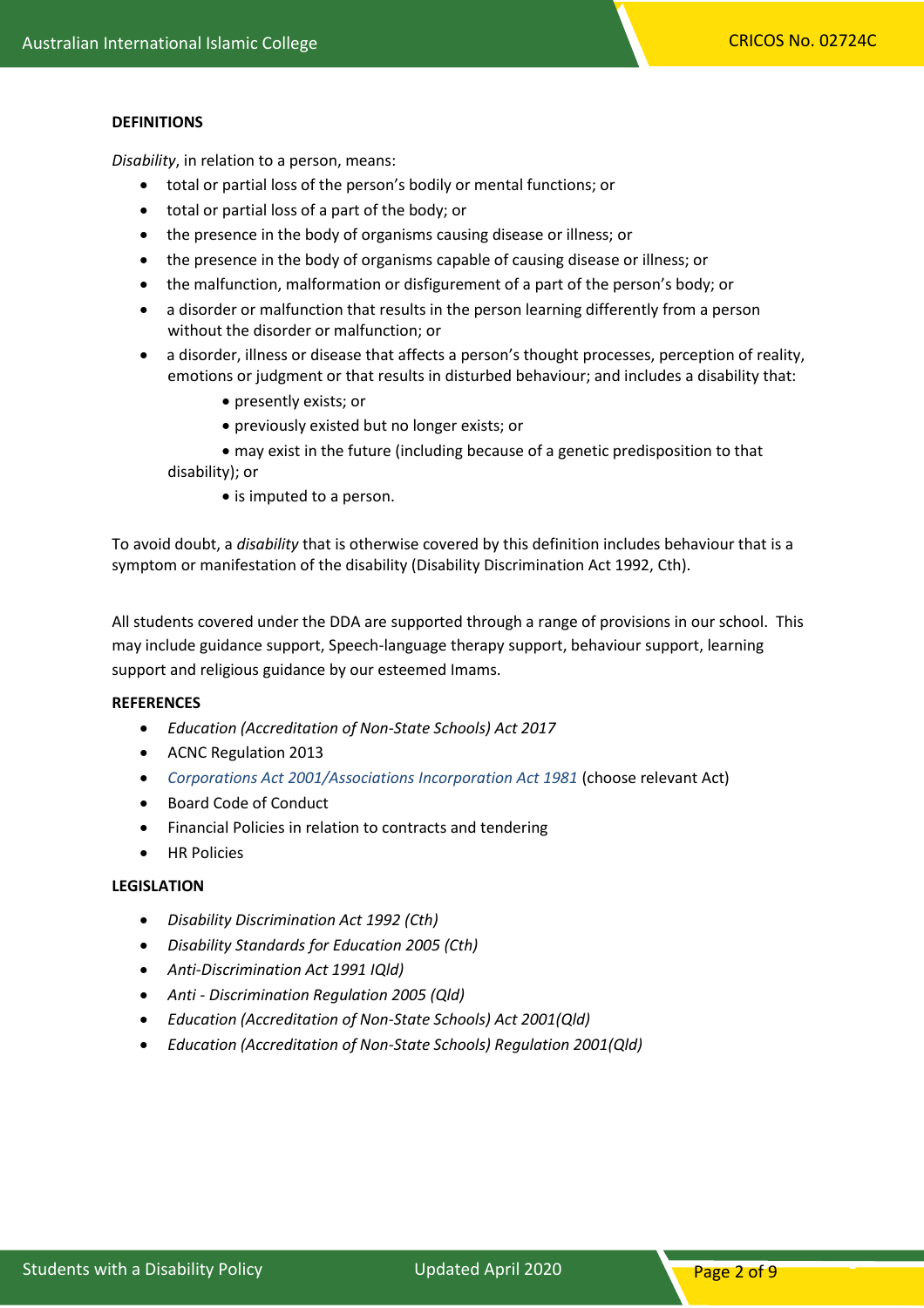**DEFINITIONS**

*Disability*, in relation to a person, means:

- total or partial loss of the person's bodily or mental functions; or
- total or partial loss of a part of the body; or
- the presence in the body of organisms causing disease or illness; or
- the presence in the body of organisms capable of causing disease or illness; or
- the malfunction, malformation or disfigurement of a part of the person's body; or
- a disorder or malfunction that results in the person learning differently from a person without the disorder or malfunction; or
- a disorder, illness or disease that affects a person's thought processes, perception of reality, emotions or judgment or that results in disturbed behaviour; and includes a disability that:
  - presently exists; or
  - previously existed but no longer exists; or
  - may exist in the future (including because of a genetic predisposition to that disability); or
  - is imputed to a person.

To avoid doubt, a *disability* that is otherwise covered by this definition includes behaviour that is a symptom or manifestation of the disability (Disability Discrimination Act 1992, Cth).

All students covered under the DDA are supported through a range of provisions in our school. This may include guidance support, Speech-language therapy support, behaviour support, learning support and religious guidance by our esteemed Imams.

**REFERENCES**

- *Education (Accreditation of Non-State Schools) Act 2017*
- ACNC Regulation 2013
- *Corporations Act 2001/Associations Incorporation Act 1981* (choose relevant Act)
- Board Code of Conduct
- Financial Policies in relation to contracts and tendering
- HR Policies

**LEGISLATION**

- *Disability Discrimination Act 1992 (Cth)*
- *Disability Standards for Education 2005 (Cth)*
- *Anti-Discrimination Act 1991 IQld)*
- *Anti - Discrimination Regulation 2005 (Qld)*
- *Education (Accreditation of Non-State Schools) Act 2001(Qld)*
- *Education (Accreditation of Non-State Schools) Regulation 2001(Qld)*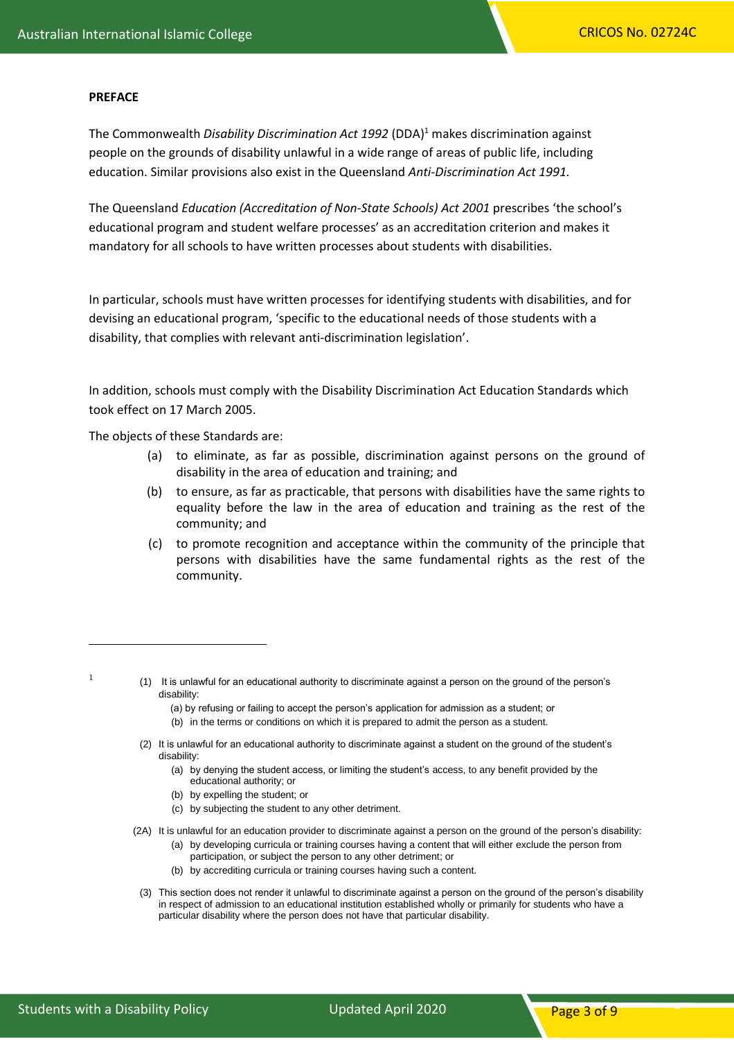**PREFACE**

The Commonwealth *Disability Discrimination Act 1992* (DDA)[1] makes discrimination against people on the grounds of disability unlawful in a wide range of areas of public life, including education. Similar provisions also exist in the Queensland *Anti-Discrimination Act 1991.*

The Queensland *Education (Accreditation of Non-State Schools) Act 2001* prescribes 'the school's educational program and student welfare processes' as an accreditation criterion and makes it mandatory for all schools to have written processes about students with disabilities.

In particular, schools must have written processes for identifying students with disabilities, and for devising an educational program, 'specific to the educational needs of those students with a disability, that complies with relevant anti-discrimination legislation'.

In addition, schools must comply with the Disability Discrimination Act Education Standards which took effect on 17 March 2005.

The objects of these Standards are:

(a) to eliminate, as far as possible, discrimination against persons on the ground of disability in the area of education and training; and

(b) to ensure, as far as practicable, that persons with disabilities have the same rights to equality before the law in the area of education and training as the rest of the community; and

(c) to promote recognition and acceptance within the community of the principle that persons with disabilities have the same fundamental rights as the rest of the community.

---

[1]

(1) It is unlawful for an educational authority to discriminate against a person on the ground of the person's disability:

(a) by refusing or failing to accept the person's application for admission as a student; or

(b) in the terms or conditions on which it is prepared to admit the person as a student.

(2) It is unlawful for an educational authority to discriminate against a student on the ground of the student's disability:

(a) by denying the student access, or limiting the student's access, to any benefit provided by the educational authority; or

(b) by expelling the student; or

(c) by subjecting the student to any other detriment.

(2A) It is unlawful for an education provider to discriminate against a person on the ground of the person's disability:

(a) by developing curricula or training courses having a content that will either exclude the person from participation, or subject the person to any other detriment; or

(b) by accrediting curricula or training courses having such a content.

(3) This section does not render it unlawful to discriminate against a person on the ground of the person's disability in respect of admission to an educational institution established wholly or primarily for students who have a particular disability where the person does not have that particular disability.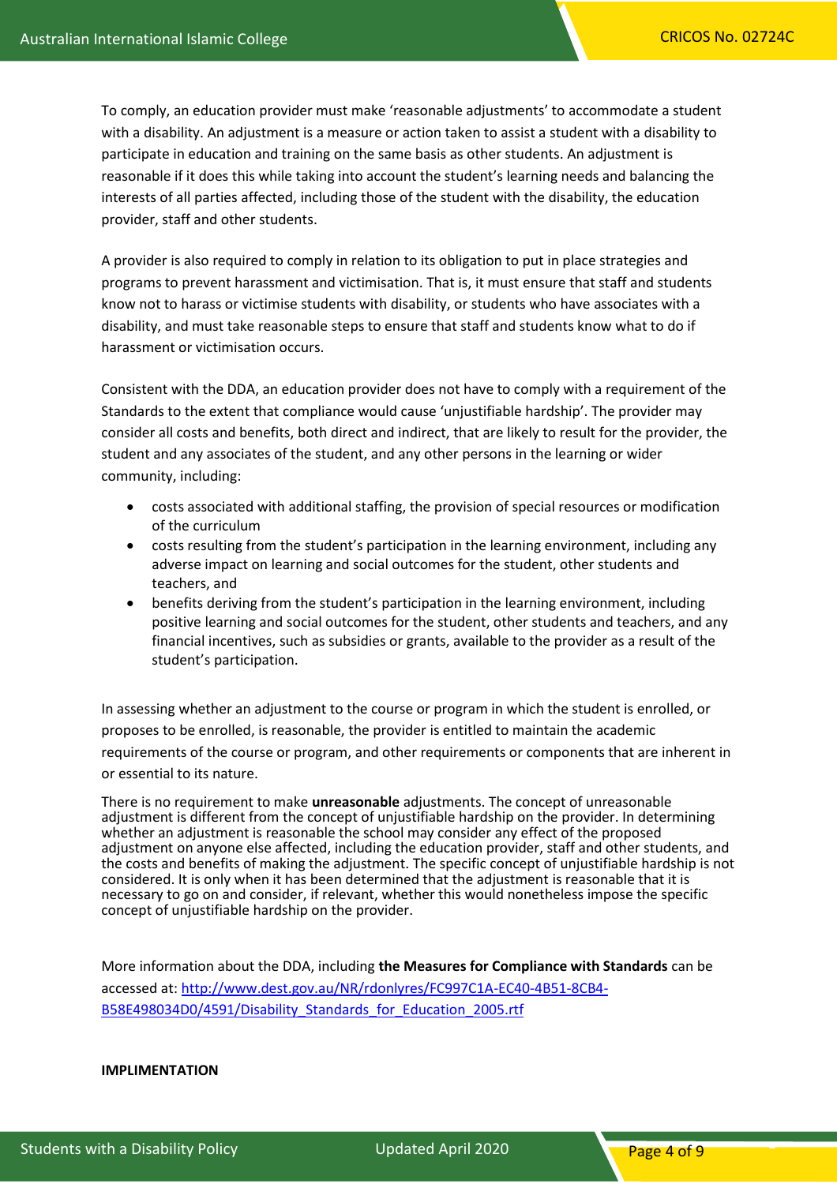To comply, an education provider must make 'reasonable adjustments' to accommodate a student with a disability. An adjustment is a measure or action taken to assist a student with a disability to participate in education and training on the same basis as other students. An adjustment is reasonable if it does this while taking into account the student's learning needs and balancing the interests of all parties affected, including those of the student with the disability, the education provider, staff and other students.

A provider is also required to comply in relation to its obligation to put in place strategies and programs to prevent harassment and victimisation. That is, it must ensure that staff and students know not to harass or victimise students with disability, or students who have associates with a disability, and must take reasonable steps to ensure that staff and students know what to do if harassment or victimisation occurs.

Consistent with the DDA, an education provider does not have to comply with a requirement of the Standards to the extent that compliance would cause 'unjustifiable hardship'. The provider may consider all costs and benefits, both direct and indirect, that are likely to result for the provider, the student and any associates of the student, and any other persons in the learning or wider community, including:

- costs associated with additional staffing, the provision of special resources or modification of the curriculum
- costs resulting from the student's participation in the learning environment, including any adverse impact on learning and social outcomes for the student, other students and teachers, and
- benefits deriving from the student's participation in the learning environment, including positive learning and social outcomes for the student, other students and teachers, and any financial incentives, such as subsidies or grants, available to the provider as a result of the student's participation.

In assessing whether an adjustment to the course or program in which the student is enrolled, or proposes to be enrolled, is reasonable, the provider is entitled to maintain the academic requirements of the course or program, and other requirements or components that are inherent in or essential to its nature.

There is no requirement to make **unreasonable** adjustments. The concept of unreasonable adjustment is different from the concept of unjustifiable hardship on the provider. In determining whether an adjustment is reasonable the school may consider any effect of the proposed adjustment on anyone else affected, including the education provider, staff and other students, and the costs and benefits of making the adjustment. The specific concept of unjustifiable hardship is not considered. It is only when it has been determined that the adjustment is reasonable that it is necessary to go on and consider, if relevant, whether this would nonetheless impose the specific concept of unjustifiable hardship on the provider.

More information about the DDA, including **the Measures for Compliance with Standards** can be accessed at: [http://www.dest.gov.au/NR/rdonlyres/FC997C1A-EC40-4B51-8CB4-B58E498034D0/4591/Disability_Standards_for_Education_2005.rtf](http://www.dest.gov.au/NR/rdonlyres/FC997C1A-EC40-4B51-8CB4-B58E498034D0/4591/Disability_Standards_for_Education_2005.rtf)

**IMPLIMENTATION**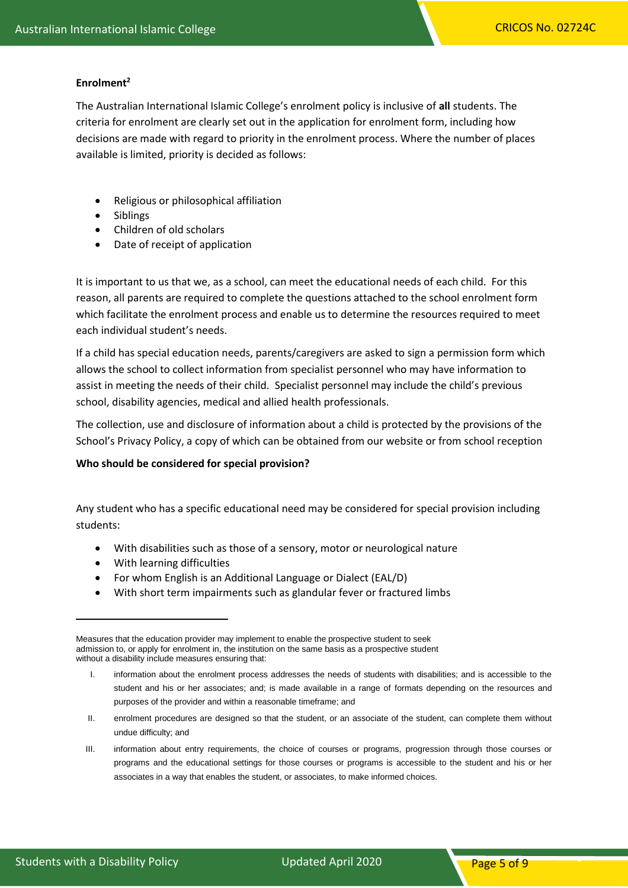**Enrolment[2]**

The Australian International Islamic College's enrolment policy is inclusive of **all** students. The criteria for enrolment are clearly set out in the application for enrolment form, including how decisions are made with regard to priority in the enrolment process. Where the number of places available is limited, priority is decided as follows:

- Religious or philosophical affiliation
- Siblings
- Children of old scholars
- Date of receipt of application

It is important to us that we, as a school, can meet the educational needs of each child. For this reason, all parents are required to complete the questions attached to the school enrolment form which facilitate the enrolment process and enable us to determine the resources required to meet each individual student's needs.

If a child has special education needs, parents/caregivers are asked to sign a permission form which allows the school to collect information from specialist personnel who may have information to assist in meeting the needs of their child. Specialist personnel may include the child's previous school, disability agencies, medical and allied health professionals.

The collection, use and disclosure of information about a child is protected by the provisions of the School's Privacy Policy, a copy of which can be obtained from our website or from school reception

**Who should be considered for special provision?**

Any student who has a specific educational need may be considered for special provision including students:

- With disabilities such as those of a sensory, motor or neurological nature
- With learning difficulties
- For whom English is an Additional Language or Dialect (EAL/D)
- With short term impairments such as glandular fever or fractured limbs

---

Measures that the education provider may implement to enable the prospective student to seek admission to, or apply for enrolment in, the institution on the same basis as a prospective student without a disability include measures ensuring that:

I. information about the enrolment process addresses the needs of students with disabilities; and is accessible to the student and his or her associates; and; is made available in a range of formats depending on the resources and purposes of the provider and within a reasonable timeframe; and

II. enrolment procedures are designed so that the student, or an associate of the student, can complete them without undue difficulty; and

III. information about entry requirements, the choice of courses or programs, progression through those courses or programs and the educational settings for those courses or programs is accessible to the student and his or her associates in a way that enables the student, or associates, to make informed choices.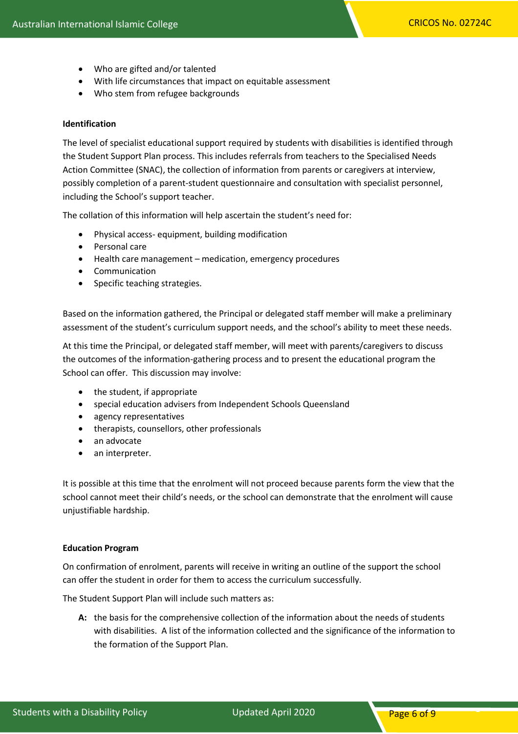- Who are gifted and/or talented
- With life circumstances that impact on equitable assessment
- Who stem from refugee backgrounds

**Identification**

The level of specialist educational support required by students with disabilities is identified through the Student Support Plan process. This includes referrals from teachers to the Specialised Needs Action Committee (SNAC), the collection of information from parents or caregivers at interview, possibly completion of a parent-student questionnaire and consultation with specialist personnel, including the School's support teacher.

The collation of this information will help ascertain the student's need for:

- Physical access- equipment, building modification
- Personal care
- Health care management – medication, emergency procedures
- Communication
- Specific teaching strategies.

Based on the information gathered, the Principal or delegated staff member will make a preliminary assessment of the student's curriculum support needs, and the school's ability to meet these needs.

At this time the Principal, or delegated staff member, will meet with parents/caregivers to discuss the outcomes of the information-gathering process and to present the educational program the School can offer. This discussion may involve:

- the student, if appropriate
- special education advisers from Independent Schools Queensland
- agency representatives
- therapists, counsellors, other professionals
- an advocate
- an interpreter.

It is possible at this time that the enrolment will not proceed because parents form the view that the school cannot meet their child's needs, or the school can demonstrate that the enrolment will cause unjustifiable hardship.

**Education Program**

On confirmation of enrolment, parents will receive in writing an outline of the support the school can offer the student in order for them to access the curriculum successfully.

The Student Support Plan will include such matters as:

**A:** the basis for the comprehensive collection of the information about the needs of students with disabilities. A list of the information collected and the significance of the information to the formation of the Support Plan.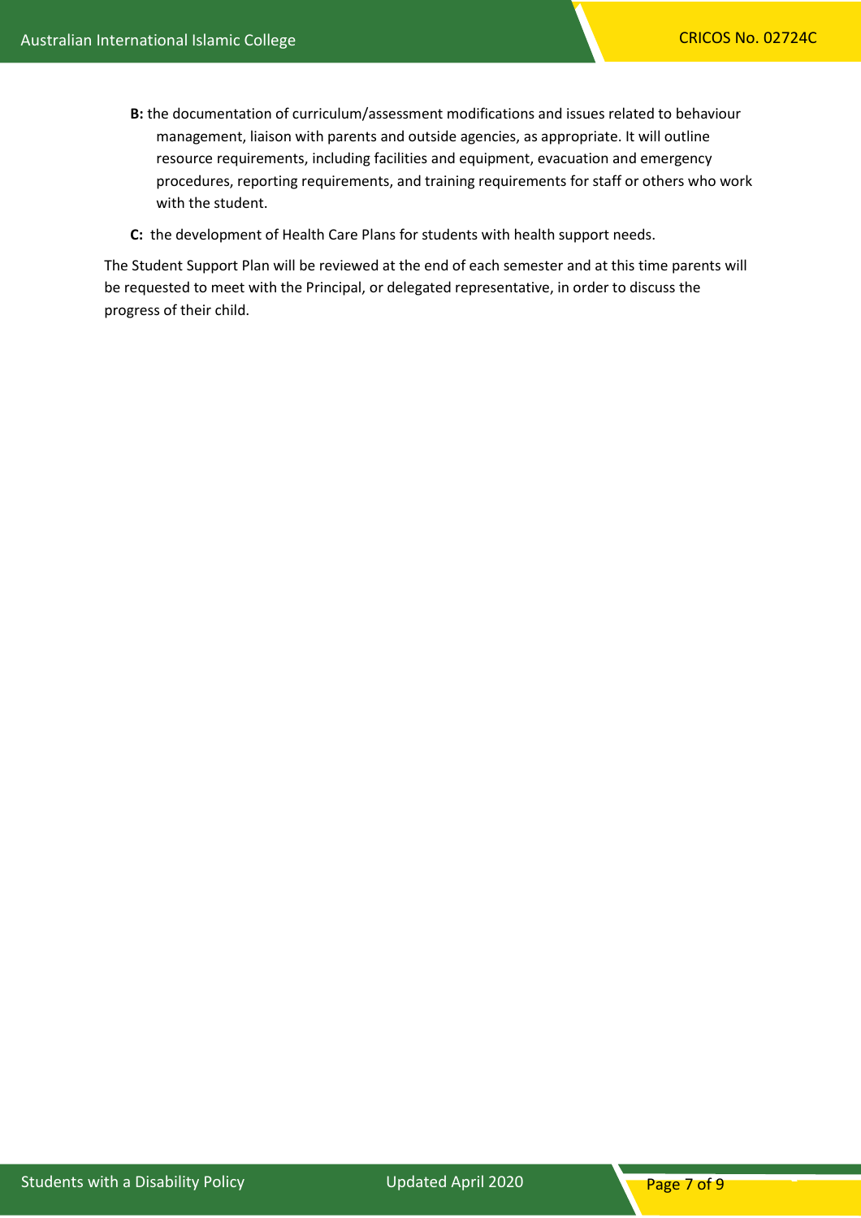**B:** the documentation of curriculum/assessment modifications and issues related to behaviour management, liaison with parents and outside agencies, as appropriate. It will outline resource requirements, including facilities and equipment, evacuation and emergency procedures, reporting requirements, and training requirements for staff or others who work with the student.

**C:** the development of Health Care Plans for students with health support needs.

The Student Support Plan will be reviewed at the end of each semester and at this time parents will be requested to meet with the Principal, or delegated representative, in order to discuss the progress of their child.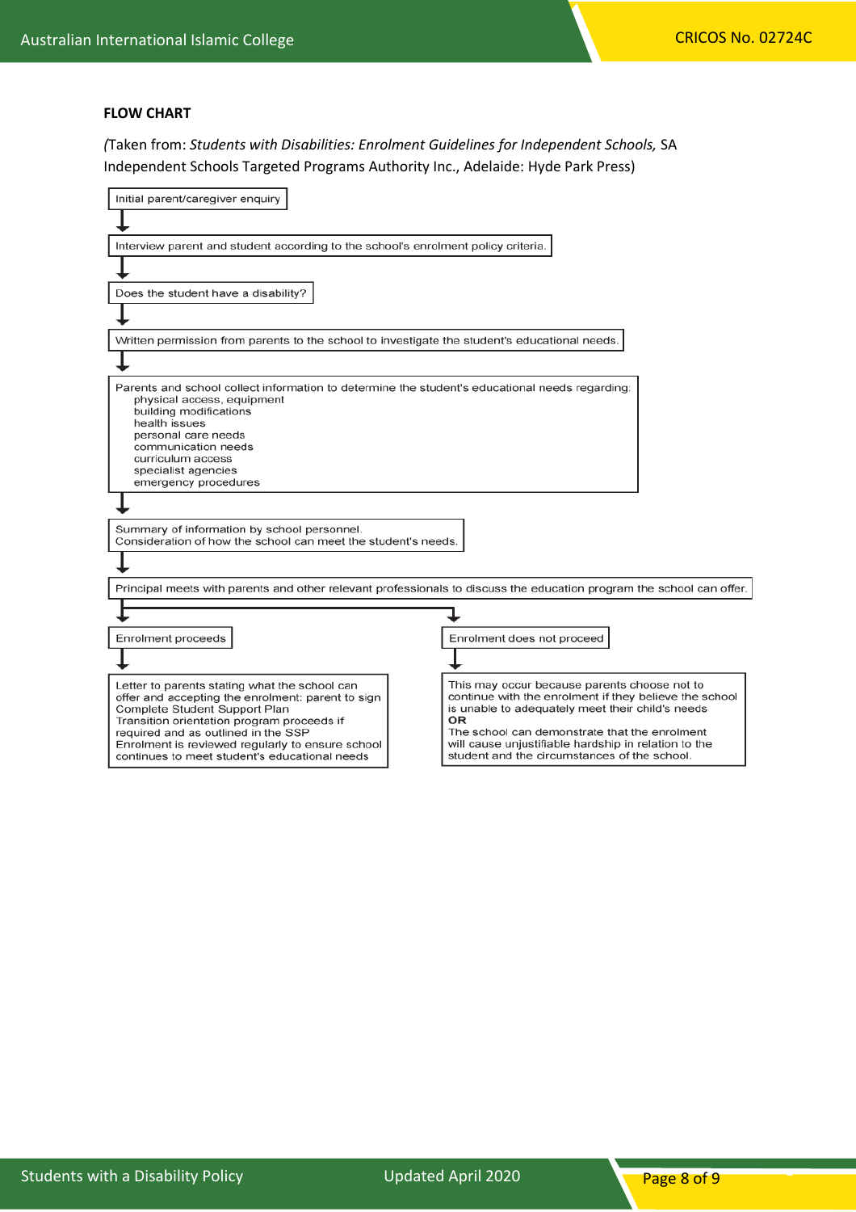**FLOW CHART**

*(*Taken from: *Students with Disabilities: Enrolment Guidelines for Independent Schools,* SA Independent Schools Targeted Programs Authority Inc., Adelaide: Hyde Park Press)

Initial parent/caregiver enquiry

↓

Interview parent and student according to the school's enrolment policy criteria.

↓

Does the student have a disability?

↓

Written permission from parents to the school to investigate the student's educational needs.

↓

Parents and school collect information to determine the student's educational needs regarding:
- physical access, equipment
- building modifications
- health issues
- personal care needs
- communication needs
- curriculum access
- specialist agencies
- emergency procedures

↓

Summary of information by school personnel.
Consideration of how the school can meet the student's needs.

↓

Principal meets with parents and other relevant professionals to discuss the education program the school can offer.

↓

**Enrolment proceeds**

↓

Letter to parents stating what the school can offer and accepting the enrolment: parent to sign
Complete Student Support Plan
Transition orientation program proceeds if required and as outlined in the SSP
Enrolment is reviewed regularly to ensure school continues to meet student's educational needs

**Enrolment does not proceed**

↓

This may occur because parents choose not to continue with the enrolment if they believe the school is unable to adequately meet their child's needs
**OR**
The school can demonstrate that the enrolment will cause unjustifiable hardship in relation to the student and the circumstances of the school.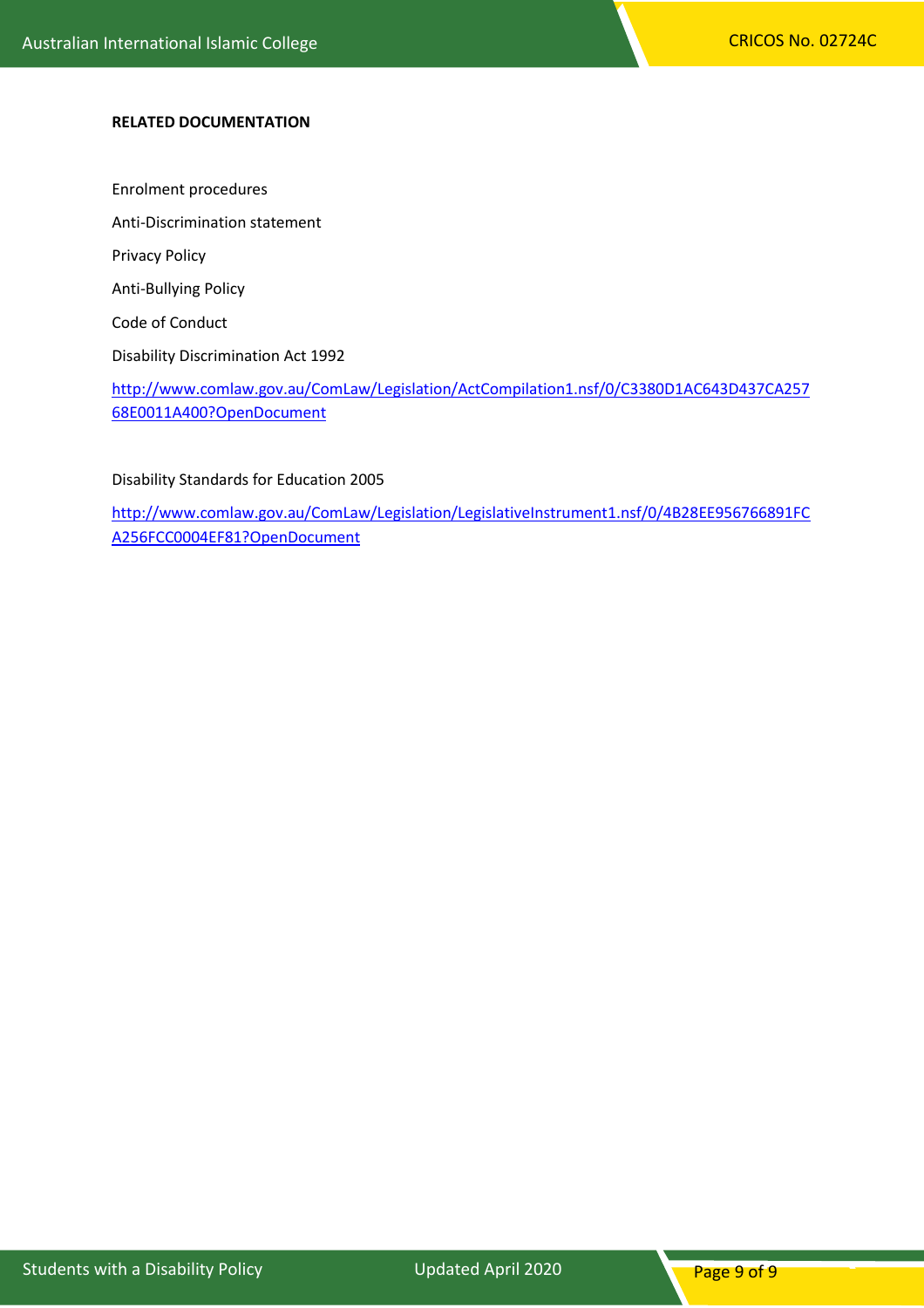**RELATED DOCUMENTATION**

Enrolment procedures

Anti-Discrimination statement

Privacy Policy

Anti-Bullying Policy

Code of Conduct

Disability Discrimination Act 1992

http://www.comlaw.gov.au/ComLaw/Legislation/ActCompilation1.nsf/0/C3380D1AC643D437CA25768E0011A400?OpenDocument

Disability Standards for Education 2005

http://www.comlaw.gov.au/ComLaw/Legislation/LegislativeInstrument1.nsf/0/4B28EE956766891FCA256FCC0004EF81?OpenDocument